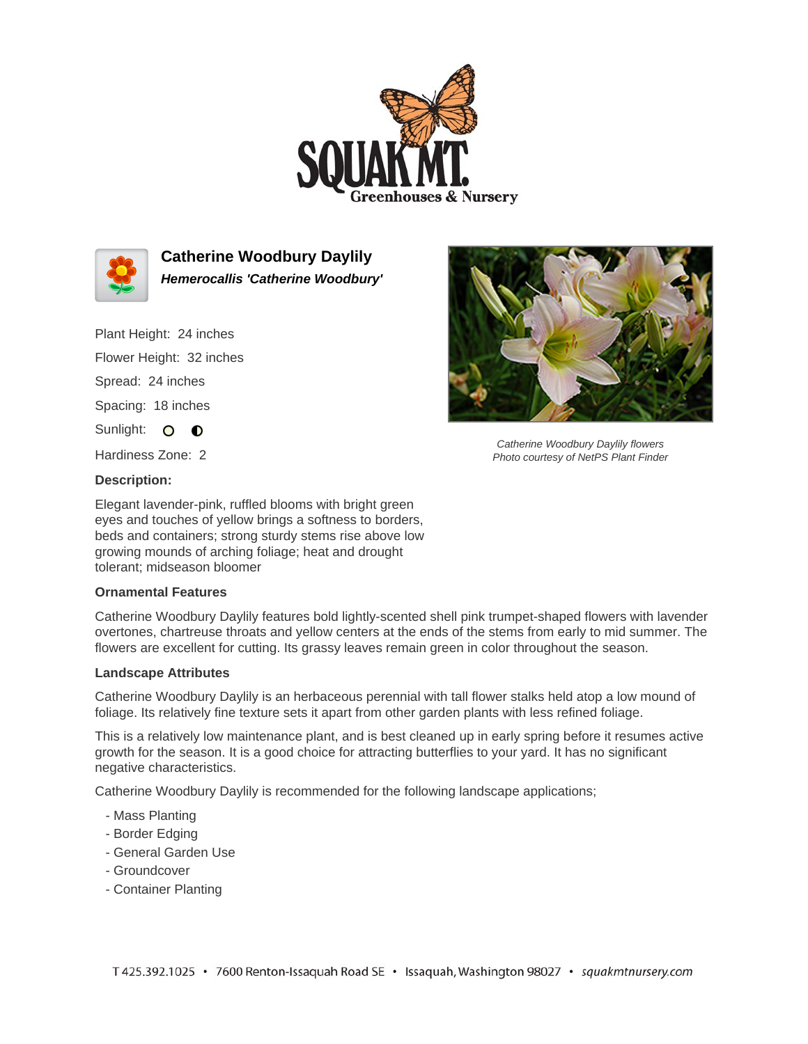# Catherine Woodbury Daylily

***Hemerocallis 'Catherine Woodbury'***

Plant Height: 24 inches

Flower Height: 32 inches

Spread: 24 inches

Spacing: 18 inches

Sunlight: ○ ◐

Hardiness Zone: 2

*Catherine Woodbury Daylily flowers*
*Photo courtesy of NetPS Plant Finder*

**Description:**

Elegant lavender-pink, ruffled blooms with bright green eyes and touches of yellow brings a softness to borders, beds and containers; strong sturdy stems rise above low growing mounds of arching foliage; heat and drought tolerant; midseason bloomer

### Ornamental Features

Catherine Woodbury Daylily features bold lightly-scented shell pink trumpet-shaped flowers with lavender overtones, chartreuse throats and yellow centers at the ends of the stems from early to mid summer. The flowers are excellent for cutting. Its grassy leaves remain green in color throughout the season.

### Landscape Attributes

Catherine Woodbury Daylily is an herbaceous perennial with tall flower stalks held atop a low mound of foliage. Its relatively fine texture sets it apart from other garden plants with less refined foliage.

This is a relatively low maintenance plant, and is best cleaned up in early spring before it resumes active growth for the season. It is a good choice for attracting butterflies to your yard. It has no significant negative characteristics.

Catherine Woodbury Daylily is recommended for the following landscape applications;

- Mass Planting
- Border Edging
- General Garden Use
- Groundcover
- Container Planting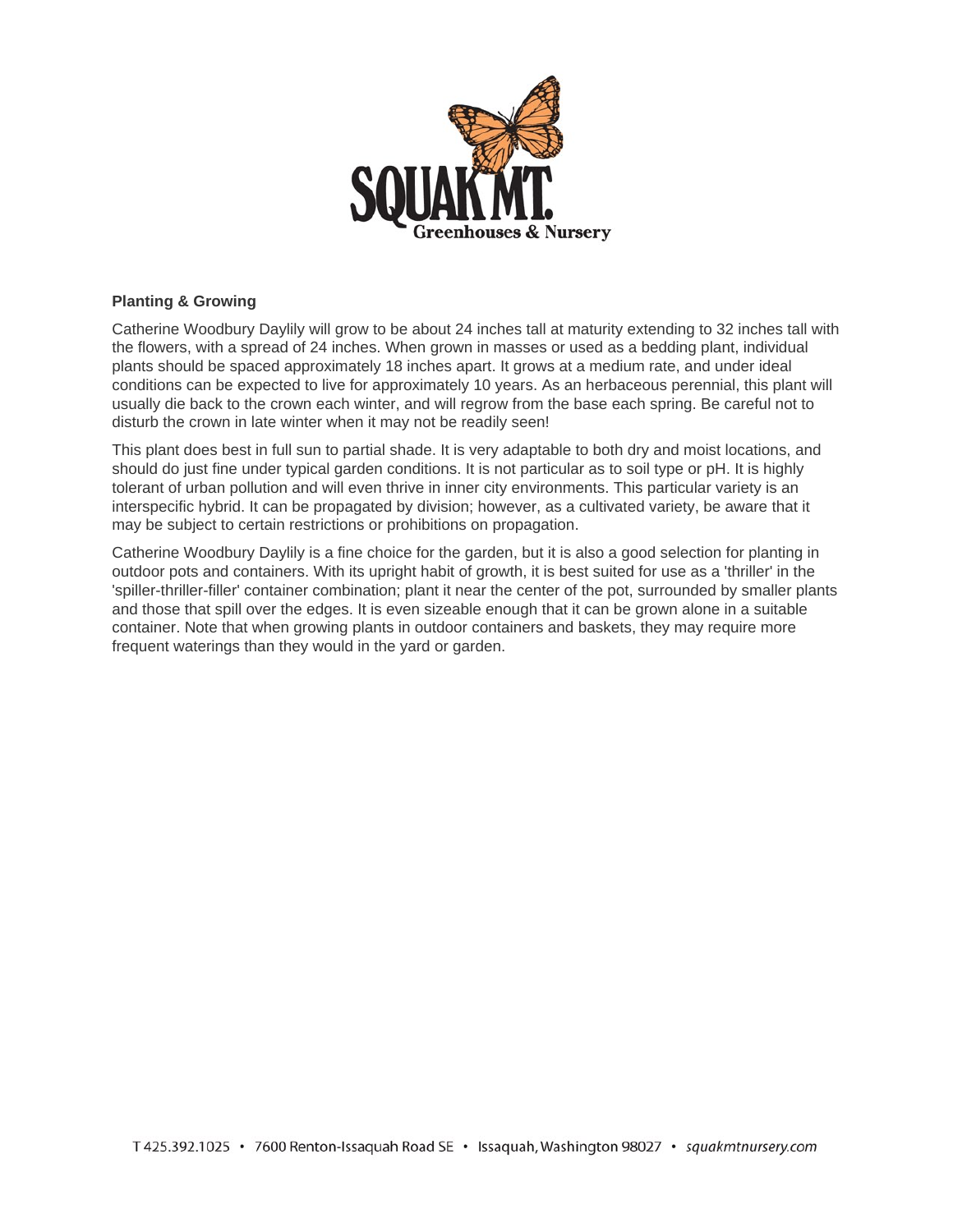**Planting & Growing**

Catherine Woodbury Daylily will grow to be about 24 inches tall at maturity extending to 32 inches tall with the flowers, with a spread of 24 inches. When grown in masses or used as a bedding plant, individual plants should be spaced approximately 18 inches apart. It grows at a medium rate, and under ideal conditions can be expected to live for approximately 10 years. As an herbaceous perennial, this plant will usually die back to the crown each winter, and will regrow from the base each spring. Be careful not to disturb the crown in late winter when it may not be readily seen!

This plant does best in full sun to partial shade. It is very adaptable to both dry and moist locations, and should do just fine under typical garden conditions. It is not particular as to soil type or pH. It is highly tolerant of urban pollution and will even thrive in inner city environments. This particular variety is an interspecific hybrid. It can be propagated by division; however, as a cultivated variety, be aware that it may be subject to certain restrictions or prohibitions on propagation.

Catherine Woodbury Daylily is a fine choice for the garden, but it is also a good selection for planting in outdoor pots and containers. With its upright habit of growth, it is best suited for use as a 'thriller' in the 'spiller-thriller-filler' container combination; plant it near the center of the pot, surrounded by smaller plants and those that spill over the edges. It is even sizeable enough that it can be grown alone in a suitable container. Note that when growing plants in outdoor containers and baskets, they may require more frequent waterings than they would in the yard or garden.